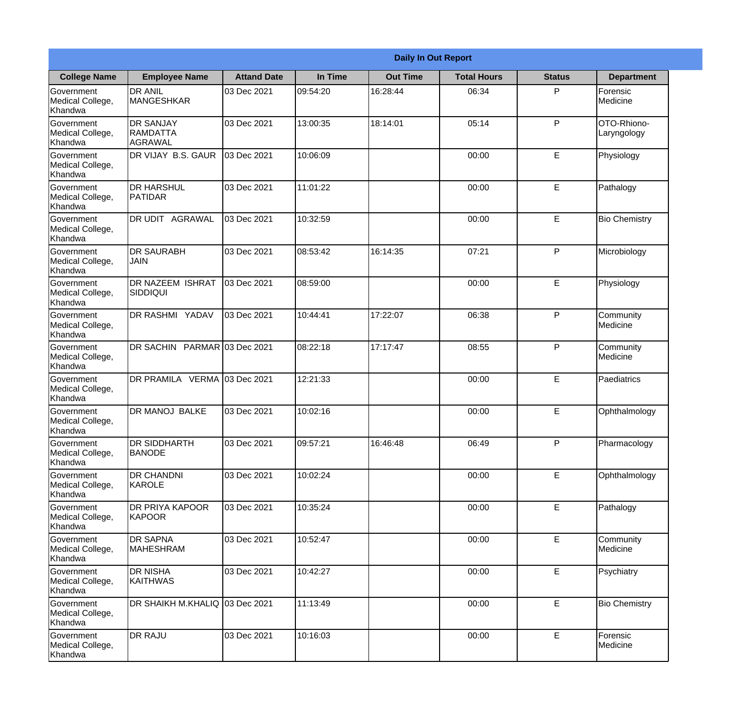| Daily In Out Report | | | | | | | |
|---|---|---|---|---|---|---|---|
| **College Name** | **Employee Name** | **Attand Date** | **In Time** | **Out Time** | **Total Hours** | **Status** | **Department** |
| Government Medical College, Khandwa | DR ANIL MANGESHKAR | 03 Dec 2021 | 09:54:20 | 16:28:44 | 06:34 | P | Forensic Medicine |
| Government Medical College, Khandwa | DR SANJAY RAMDATTA AGRAWAL | 03 Dec 2021 | 13:00:35 | 18:14:01 | 05:14 | P | OTO-Rhiono-Laryngology |
| Government Medical College, Khandwa | DR VIJAY B.S. GAUR | 03 Dec 2021 | 10:06:09 | | 00:00 | E | Physiology |
| Government Medical College, Khandwa | DR HARSHUL PATIDAR | 03 Dec 2021 | 11:01:22 | | 00:00 | E | Pathalogy |
| Government Medical College, Khandwa | DR UDIT AGRAWAL | 03 Dec 2021 | 10:32:59 | | 00:00 | E | Bio Chemistry |
| Government Medical College, Khandwa | DR SAURABH JAIN | 03 Dec 2021 | 08:53:42 | 16:14:35 | 07:21 | P | Microbiology |
| Government Medical College, Khandwa | DR NAZEEM ISHRAT SIDDIQUI | 03 Dec 2021 | 08:59:00 | | 00:00 | E | Physiology |
| Government Medical College, Khandwa | DR RASHMI YADAV | 03 Dec 2021 | 10:44:41 | 17:22:07 | 06:38 | P | Community Medicine |
| Government Medical College, Khandwa | DR SACHIN PARMAR | 03 Dec 2021 | 08:22:18 | 17:17:47 | 08:55 | P | Community Medicine |
| Government Medical College, Khandwa | DR PRAMILA VERMA | 03 Dec 2021 | 12:21:33 | | 00:00 | E | Paediatrics |
| Government Medical College, Khandwa | DR MANOJ BALKE | 03 Dec 2021 | 10:02:16 | | 00:00 | E | Ophthalmology |
| Government Medical College, Khandwa | DR SIDDHARTH BANODE | 03 Dec 2021 | 09:57:21 | 16:46:48 | 06:49 | P | Pharmacology |
| Government Medical College, Khandwa | DR CHANDNI KAROLE | 03 Dec 2021 | 10:02:24 | | 00:00 | E | Ophthalmology |
| Government Medical College, Khandwa | DR PRIYA KAPOOR KAPOOR | 03 Dec 2021 | 10:35:24 | | 00:00 | E | Pathalogy |
| Government Medical College, Khandwa | DR SAPNA MAHESHRAM | 03 Dec 2021 | 10:52:47 | | 00:00 | E | Community Medicine |
| Government Medical College, Khandwa | DR NISHA KAITHWAS | 03 Dec 2021 | 10:42:27 | | 00:00 | E | Psychiatry |
| Government Medical College, Khandwa | DR SHAIKH M.KHALIQ | 03 Dec 2021 | 11:13:49 | | 00:00 | E | Bio Chemistry |
| Government Medical College, Khandwa | DR RAJU | 03 Dec 2021 | 10:16:03 | | 00:00 | E | Forensic Medicine |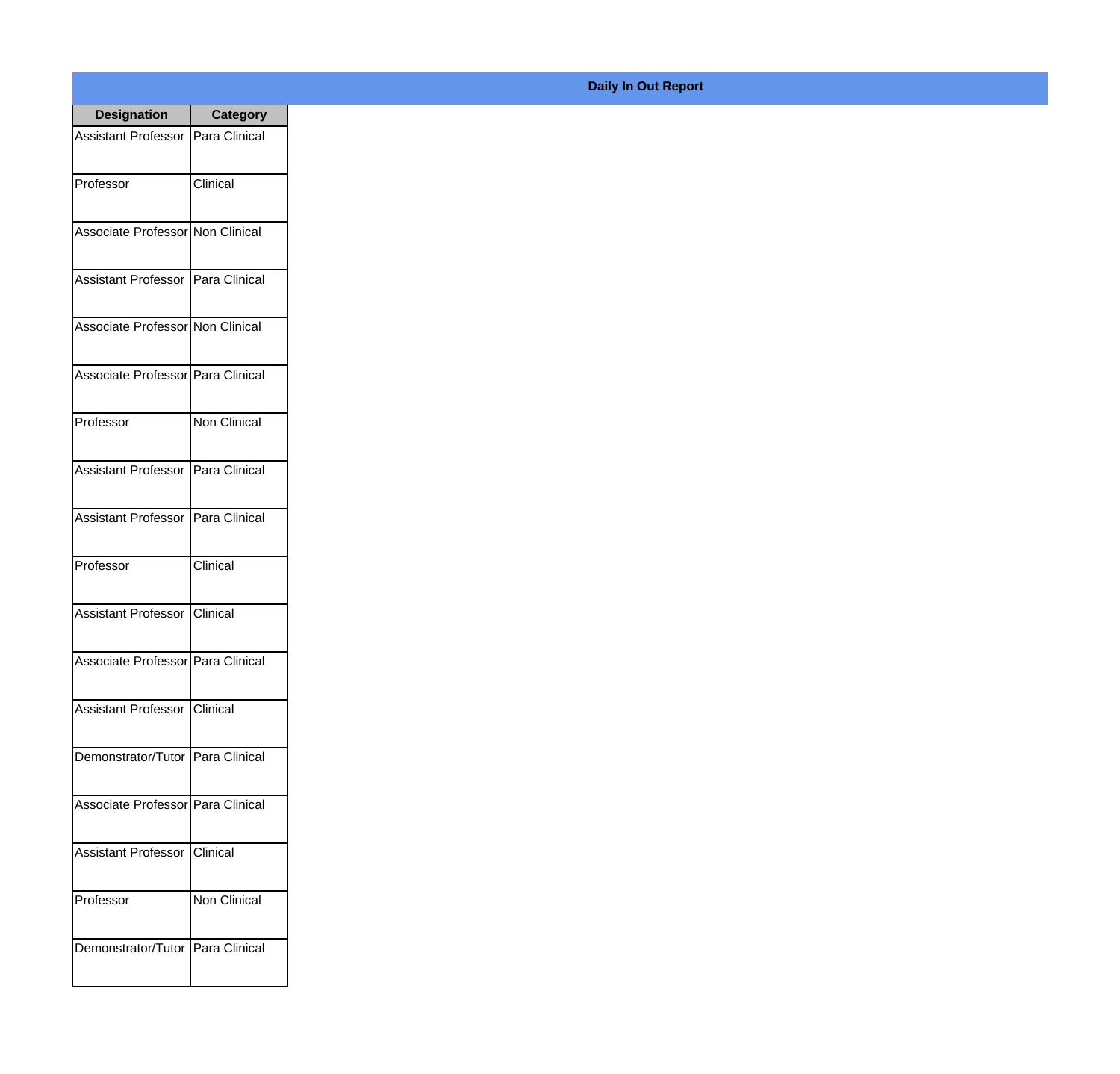**Daily In Out Report**

| Designation | Category |
|---|---|
| Assistant Professor | Para Clinical |
| Professor | Clinical |
| Associate Professor | Non Clinical |
| Assistant Professor | Para Clinical |
| Associate Professor | Non Clinical |
| Associate Professor | Para Clinical |
| Professor | Non Clinical |
| Assistant Professor | Para Clinical |
| Assistant Professor | Para Clinical |
| Professor | Clinical |
| Assistant Professor | Clinical |
| Associate Professor | Para Clinical |
| Assistant Professor | Clinical |
| Demonstrator/Tutor | Para Clinical |
| Associate Professor | Para Clinical |
| Assistant Professor | Clinical |
| Professor | Non Clinical |
| Demonstrator/Tutor | Para Clinical |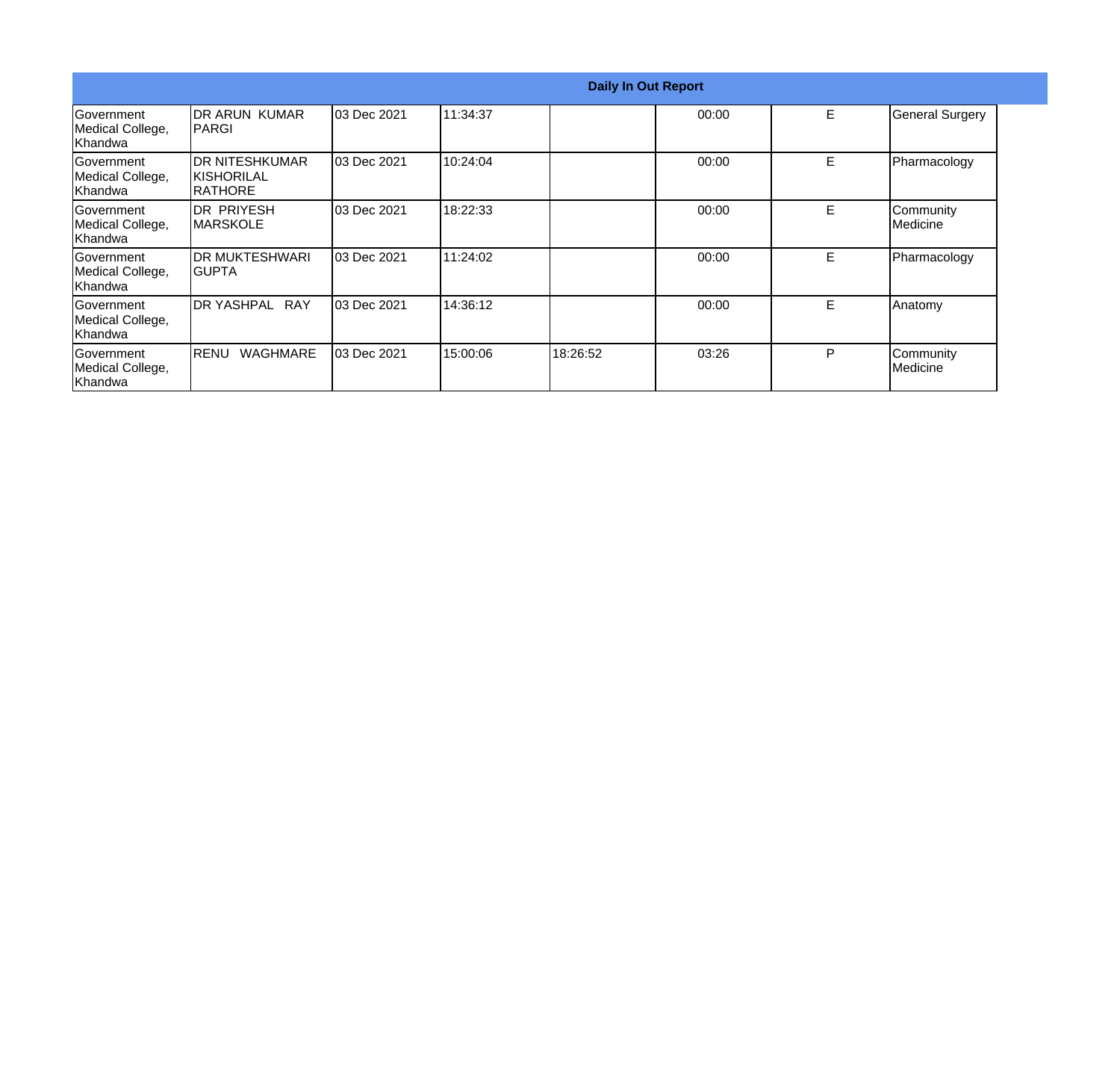| Daily In Out Report | | | | | | | |
|---|---|---|---|---|---|---|---|
| Government Medical College, Khandwa | DR ARUN KUMAR PARGI | 03 Dec 2021 | 11:34:37 | | 00:00 | E | General Surgery |
| Government Medical College, Khandwa | DR NITESHKUMAR KISHORILAL RATHORE | 03 Dec 2021 | 10:24:04 | | 00:00 | E | Pharmacology |
| Government Medical College, Khandwa | DR PRIYESH MARSKOLE | 03 Dec 2021 | 18:22:33 | | 00:00 | E | Community Medicine |
| Government Medical College, Khandwa | DR MUKTESHWARI GUPTA | 03 Dec 2021 | 11:24:02 | | 00:00 | E | Pharmacology |
| Government Medical College, Khandwa | DR YASHPAL RAY | 03 Dec 2021 | 14:36:12 | | 00:00 | E | Anatomy |
| Government Medical College, Khandwa | RENU WAGHMARE | 03 Dec 2021 | 15:00:06 | 18:26:52 | 03:26 | P | Community Medicine |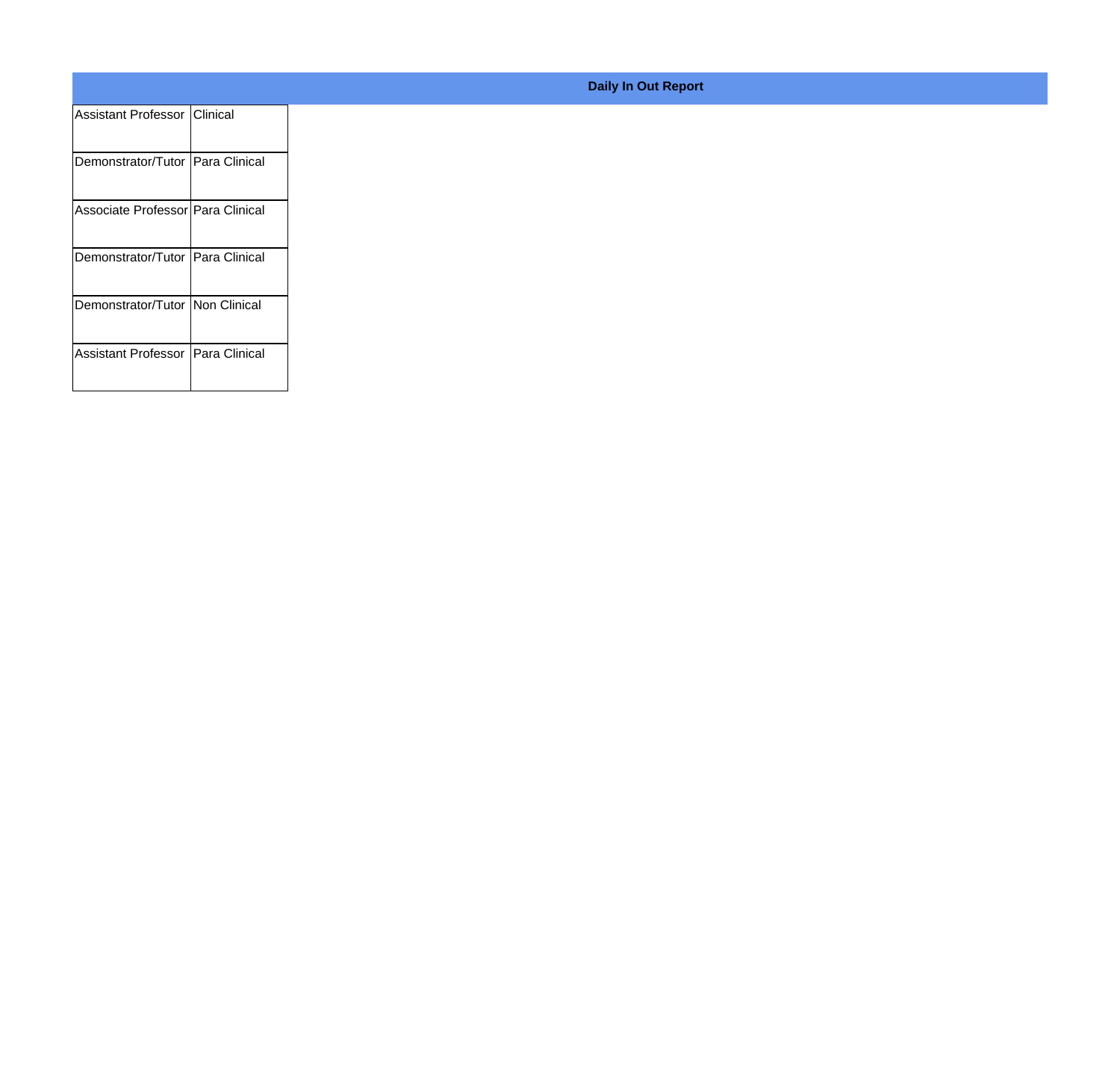**Daily In Out Report**

| | |
|---|---|
| Assistant Professor | Clinical |
| Demonstrator/Tutor | Para Clinical |
| Associate Professor | Para Clinical |
| Demonstrator/Tutor | Para Clinical |
| Demonstrator/Tutor | Non Clinical |
| Assistant Professor | Para Clinical |